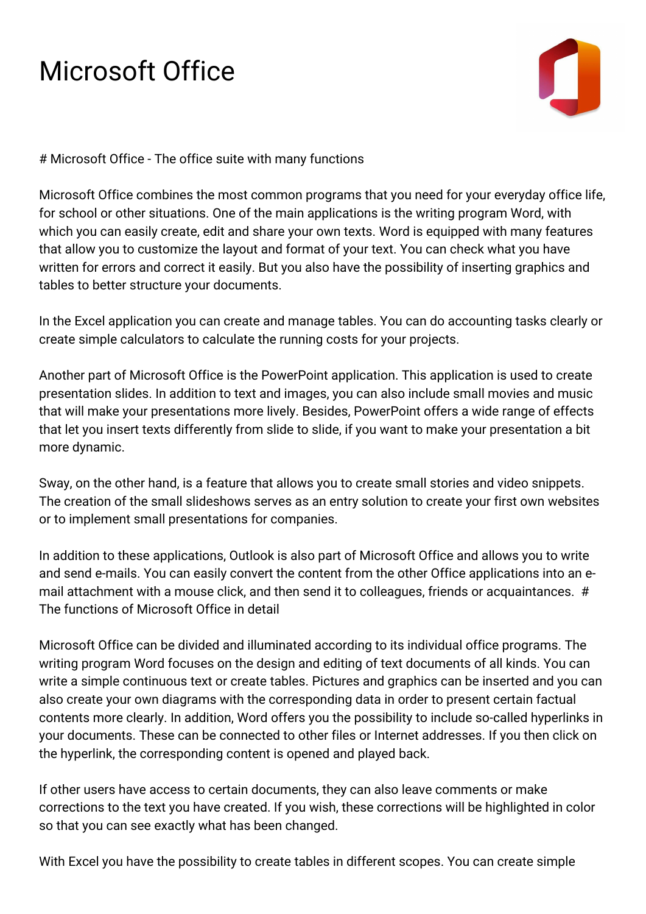# Microsoft Office

# Microsoft Office - The office suite with many functions

Microsoft Office combines the most common programs that you need for your everyday office life, for school or other situations. One of the main applications is the writing program Word, with which you can easily create, edit and share your own texts. Word is equipped with many features that allow you to customize the layout and format of your text. You can check what you have written for errors and correct it easily. But you also have the possibility of inserting graphics and tables to better structure your documents.

In the Excel application you can create and manage tables. You can do accounting tasks clearly or create simple calculators to calculate the running costs for your projects.

Another part of Microsoft Office is the PowerPoint application. This application is used to create presentation slides. In addition to text and images, you can also include small movies and music that will make your presentations more lively. Besides, PowerPoint offers a wide range of effects that let you insert texts differently from slide to slide, if you want to make your presentation a bit more dynamic.

Sway, on the other hand, is a feature that allows you to create small stories and video snippets. The creation of the small slideshows serves as an entry solution to create your first own websites or to implement small presentations for companies.

In addition to these applications, Outlook is also part of Microsoft Office and allows you to write and send e-mails. You can easily convert the content from the other Office applications into an e-mail attachment with a mouse click, and then send it to colleagues, friends or acquaintances.

# The functions of Microsoft Office in detail

Microsoft Office can be divided and illuminated according to its individual office programs. The writing program Word focuses on the design and editing of text documents of all kinds. You can write a simple continuous text or create tables. Pictures and graphics can be inserted and you can also create your own diagrams with the corresponding data in order to present certain factual contents more clearly. In addition, Word offers you the possibility to include so-called hyperlinks in your documents. These can be connected to other files or Internet addresses. If you then click on the hyperlink, the corresponding content is opened and played back.

If other users have access to certain documents, they can also leave comments or make corrections to the text you have created. If you wish, these corrections will be highlighted in color so that you can see exactly what has been changed.

With Excel you have the possibility to create tables in different scopes. You can create simple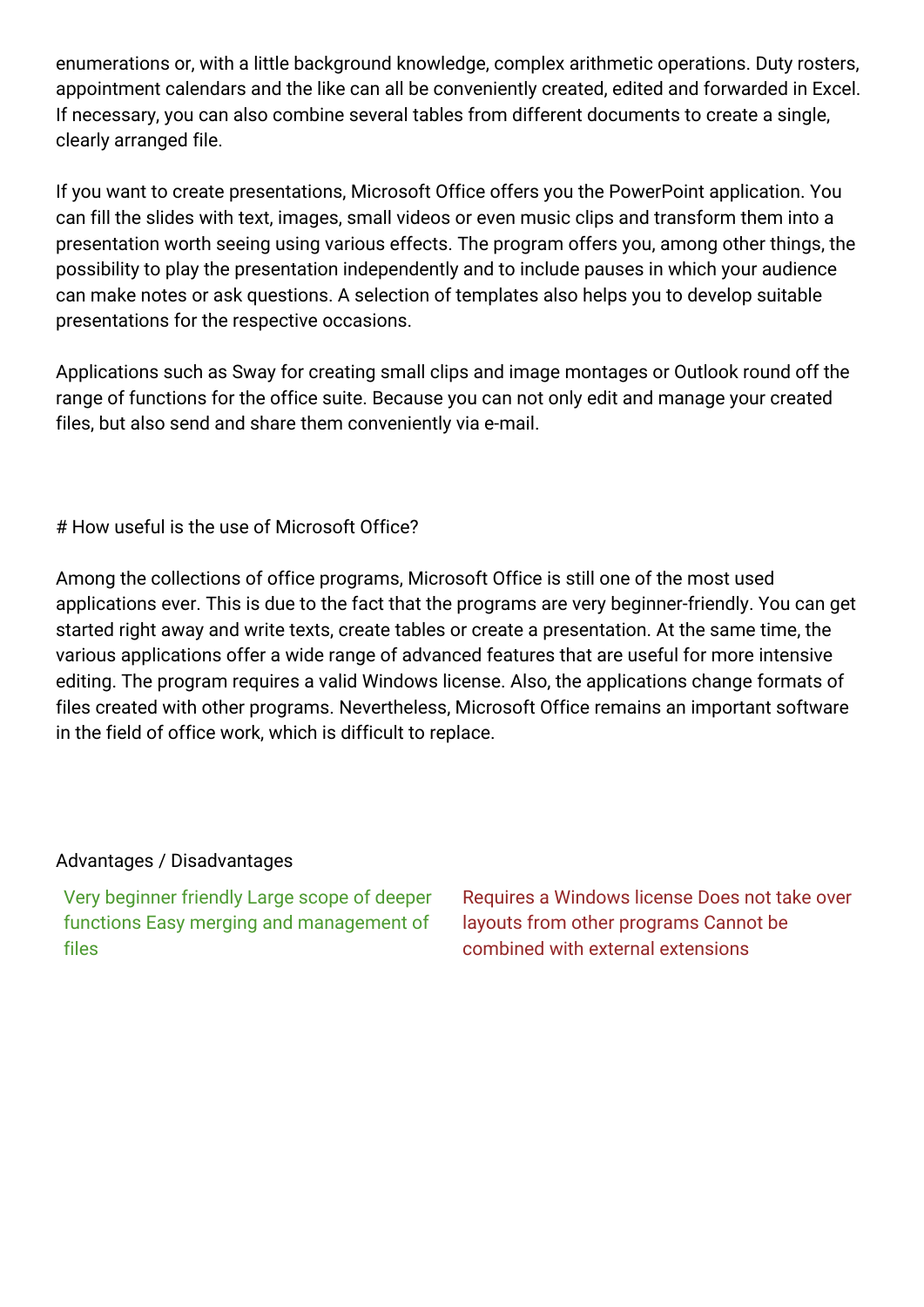enumerations or, with a little background knowledge, complex arithmetic operations. Duty rosters, appointment calendars and the like can all be conveniently created, edited and forwarded in Excel. If necessary, you can also combine several tables from different documents to create a single, clearly arranged file.

If you want to create presentations, Microsoft Office offers you the PowerPoint application. You can fill the slides with text, images, small videos or even music clips and transform them into a presentation worth seeing using various effects. The program offers you, among other things, the possibility to play the presentation independently and to include pauses in which your audience can make notes or ask questions. A selection of templates also helps you to develop suitable presentations for the respective occasions.

Applications such as Sway for creating small clips and image montages or Outlook round off the range of functions for the office suite. Because you can not only edit and manage your created files, but also send and share them conveniently via e-mail.

# How useful is the use of Microsoft Office?

Among the collections of office programs, Microsoft Office is still one of the most used applications ever. This is due to the fact that the programs are very beginner-friendly. You can get started right away and write texts, create tables or create a presentation. At the same time, the various applications offer a wide range of advanced features that are useful for more intensive editing. The program requires a valid Windows license. Also, the applications change formats of files created with other programs. Nevertheless, Microsoft Office remains an important software in the field of office work, which is difficult to replace.

Advantages / Disadvantages

| | |
|---|---|
| Very beginner friendly Large scope of deeper functions Easy merging and management of files | Requires a Windows license Does not take over layouts from other programs Cannot be combined with external extensions |